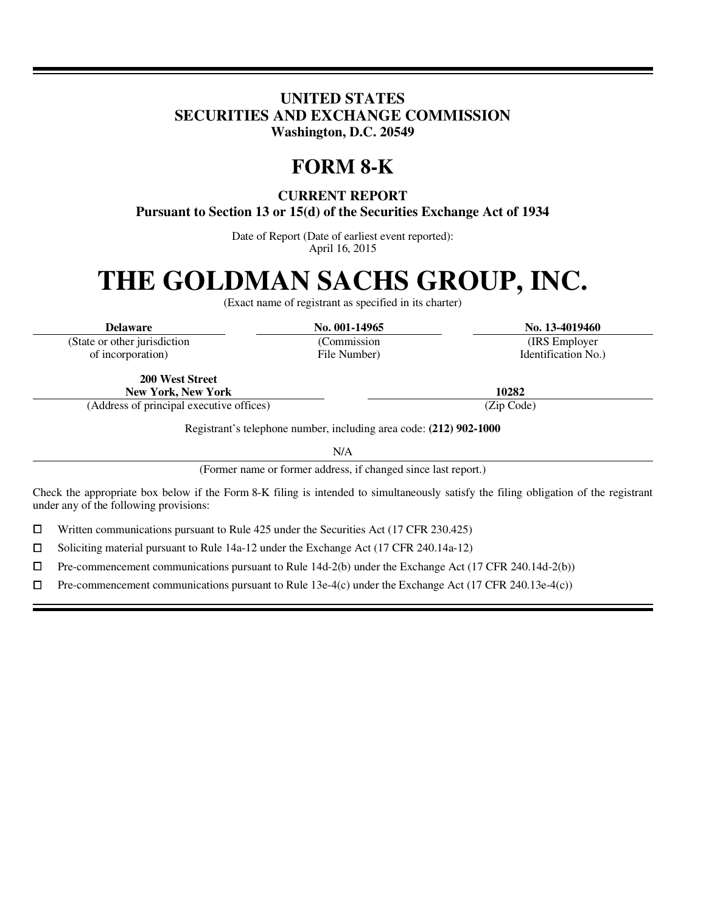# UNITED STATES
# SECURITIES AND EXCHANGE COMMISSION
**Washington, D.C. 20549**

# FORM 8-K

**CURRENT REPORT**
**Pursuant to Section 13 or 15(d) of the Securities Exchange Act of 1934**

Date of Report (Date of earliest event reported):
April 16, 2015

# THE GOLDMAN SACHS GROUP, INC.

(Exact name of registrant as specified in its charter)

| **Delaware** | **No. 001-14965** | **No. 13-4019460** |
|---|---|---|
| (State or other jurisdiction of incorporation) | (Commission File Number) | (IRS Employer Identification No.) |

| **200 West Street New York, New York** | **10282** |
|---|---|
| (Address of principal executive offices) | (Zip Code) |

Registrant's telephone number, including area code: **(212) 902-1000**

N/A

(Former name or former address, if changed since last report.)

Check the appropriate box below if the Form 8-K filing is intended to simultaneously satisfy the filing obligation of the registrant under any of the following provisions:

☐ Written communications pursuant to Rule 425 under the Securities Act (17 CFR 230.425)

☐ Soliciting material pursuant to Rule 14a-12 under the Exchange Act (17 CFR 240.14a-12)

☐ Pre-commencement communications pursuant to Rule 14d-2(b) under the Exchange Act (17 CFR 240.14d-2(b))

☐ Pre-commencement communications pursuant to Rule 13e-4(c) under the Exchange Act (17 CFR 240.13e-4(c))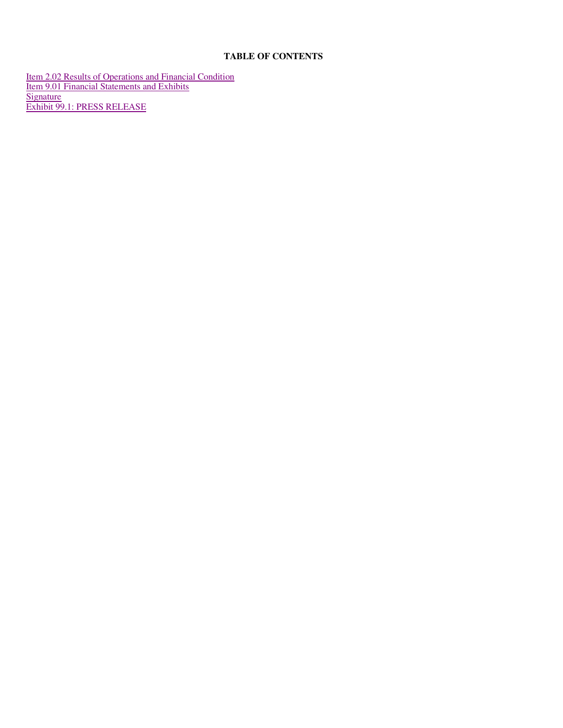## TABLE OF CONTENTS

Item 2.02 Results of Operations and Financial Condition
Item 9.01 Financial Statements and Exhibits
Signature
Exhibit 99.1: PRESS RELEASE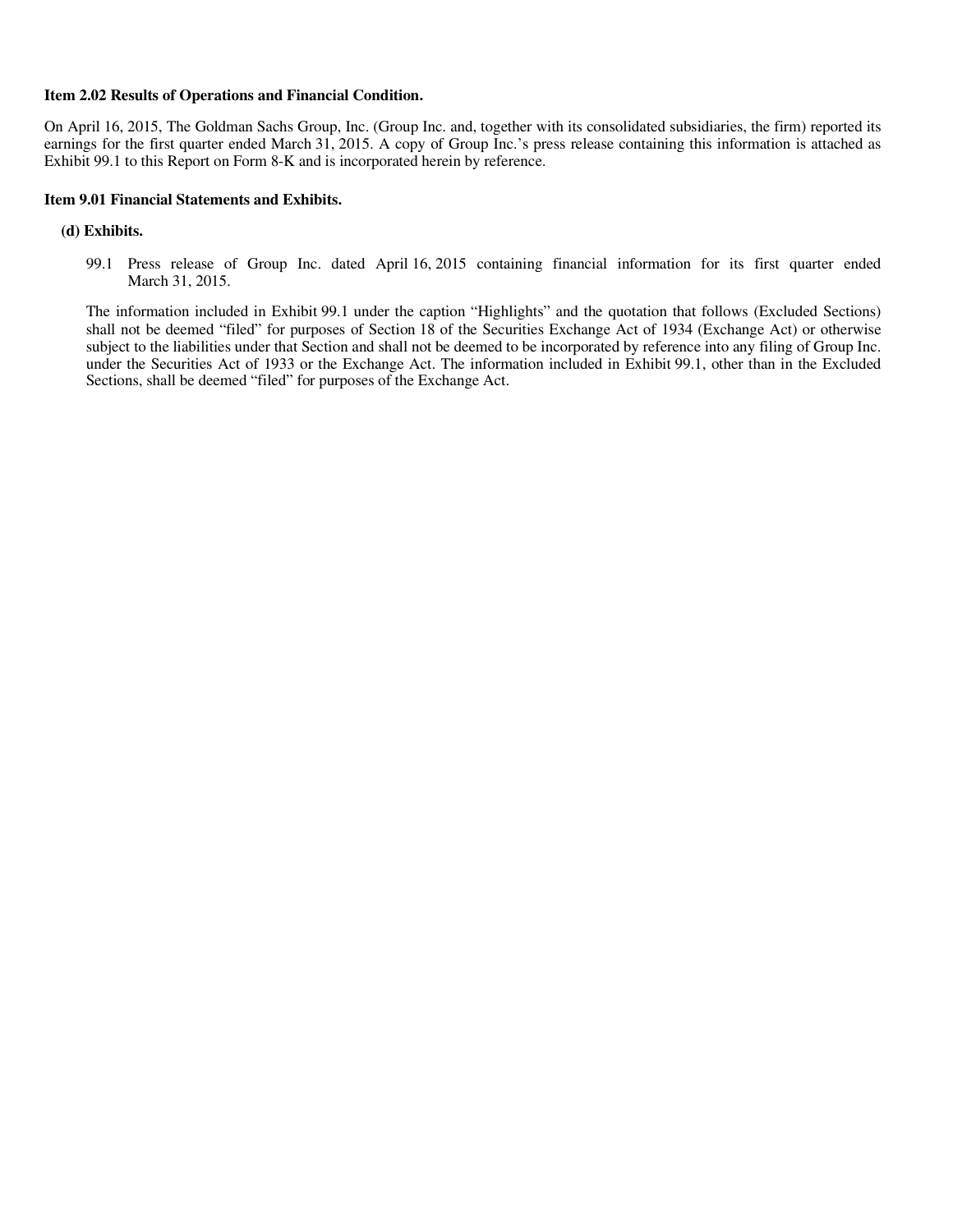**Item 2.02 Results of Operations and Financial Condition.**

On April 16, 2015, The Goldman Sachs Group, Inc. (Group Inc. and, together with its consolidated subsidiaries, the firm) reported its earnings for the first quarter ended March 31, 2015. A copy of Group Inc.'s press release containing this information is attached as Exhibit 99.1 to this Report on Form 8-K and is incorporated herein by reference.

**Item 9.01 Financial Statements and Exhibits.**

**(d) Exhibits.**

99.1 Press release of Group Inc. dated April 16, 2015 containing financial information for its first quarter ended March 31, 2015.

The information included in Exhibit 99.1 under the caption "Highlights" and the quotation that follows (Excluded Sections) shall not be deemed "filed" for purposes of Section 18 of the Securities Exchange Act of 1934 (Exchange Act) or otherwise subject to the liabilities under that Section and shall not be deemed to be incorporated by reference into any filing of Group Inc. under the Securities Act of 1933 or the Exchange Act. The information included in Exhibit 99.1, other than in the Excluded Sections, shall be deemed "filed" for purposes of the Exchange Act.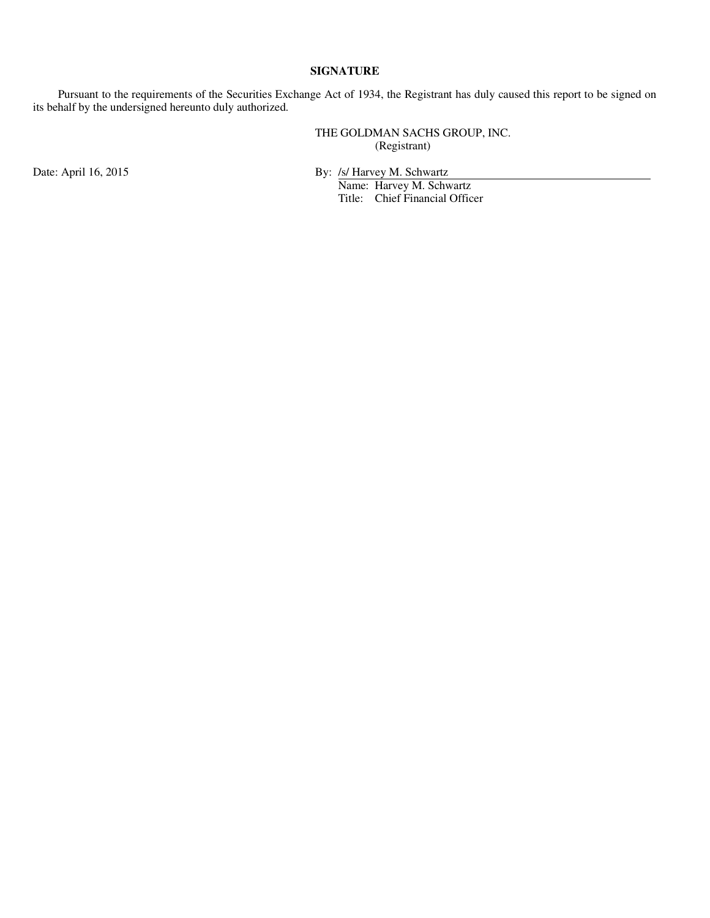**SIGNATURE**

Pursuant to the requirements of the Securities Exchange Act of 1934, the Registrant has duly caused this report to be signed on its behalf by the undersigned hereunto duly authorized.

THE GOLDMAN SACHS GROUP, INC.
(Registrant)

Date: April 16, 2015

By: /s/ Harvey M. Schwartz
Name: Harvey M. Schwartz
Title: Chief Financial Officer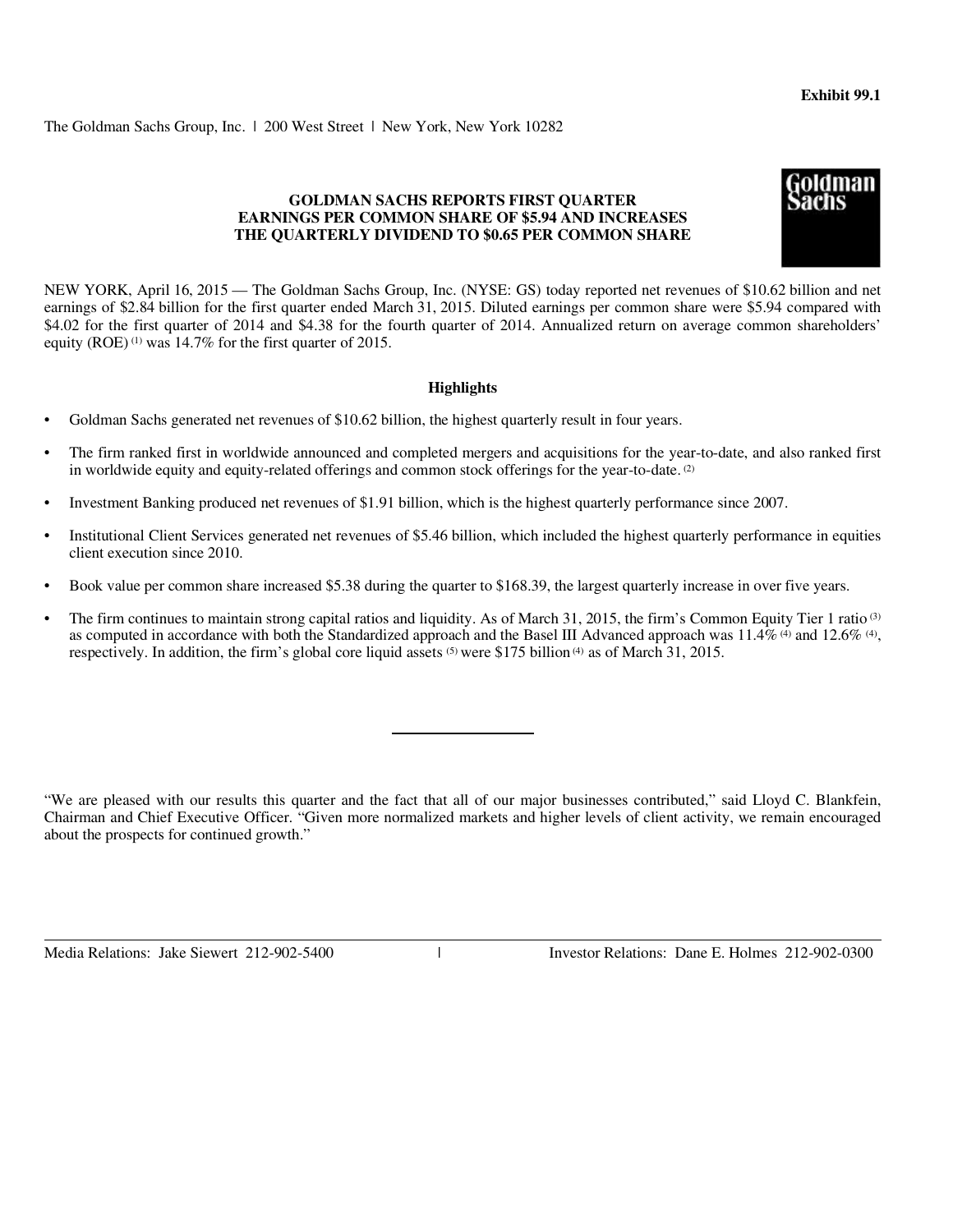**Exhibit 99.1**

The Goldman Sachs Group, Inc. | 200 West Street | New York, New York 10282

## GOLDMAN SACHS REPORTS FIRST QUARTER EARNINGS PER COMMON SHARE OF $5.94 AND INCREASES THE QUARTERLY DIVIDEND TO $0.65 PER COMMON SHARE

NEW YORK, April 16, 2015 — The Goldman Sachs Group, Inc. (NYSE: GS) today reported net revenues of $10.62 billion and net earnings of $2.84 billion for the first quarter ended March 31, 2015. Diluted earnings per common share were $5.94 compared with $4.02 for the first quarter of 2014 and $4.38 for the fourth quarter of 2014. Annualized return on average common shareholders' equity (ROE) [1] was 14.7% for the first quarter of 2015.

### Highlights

- Goldman Sachs generated net revenues of $10.62 billion, the highest quarterly result in four years.
- The firm ranked first in worldwide announced and completed mergers and acquisitions for the year-to-date, and also ranked first in worldwide equity and equity-related offerings and common stock offerings for the year-to-date. [2]
- Investment Banking produced net revenues of $1.91 billion, which is the highest quarterly performance since 2007.
- Institutional Client Services generated net revenues of $5.46 billion, which included the highest quarterly performance in equities client execution since 2010.
- Book value per common share increased $5.38 during the quarter to $168.39, the largest quarterly increase in over five years.
- The firm continues to maintain strong capital ratios and liquidity. As of March 31, 2015, the firm's Common Equity Tier 1 ratio [3] as computed in accordance with both the Standardized approach and the Basel III Advanced approach was 11.4% [4] and 12.6% [4], respectively. In addition, the firm's global core liquid assets [5] were $175 billion [4] as of March 31, 2015.

---

"We are pleased with our results this quarter and the fact that all of our major businesses contributed," said Lloyd C. Blankfein, Chairman and Chief Executive Officer. "Given more normalized markets and higher levels of client activity, we remain encouraged about the prospects for continued growth."

Media Relations: Jake Siewert 212-902-5400 | Investor Relations: Dane E. Holmes 212-902-0300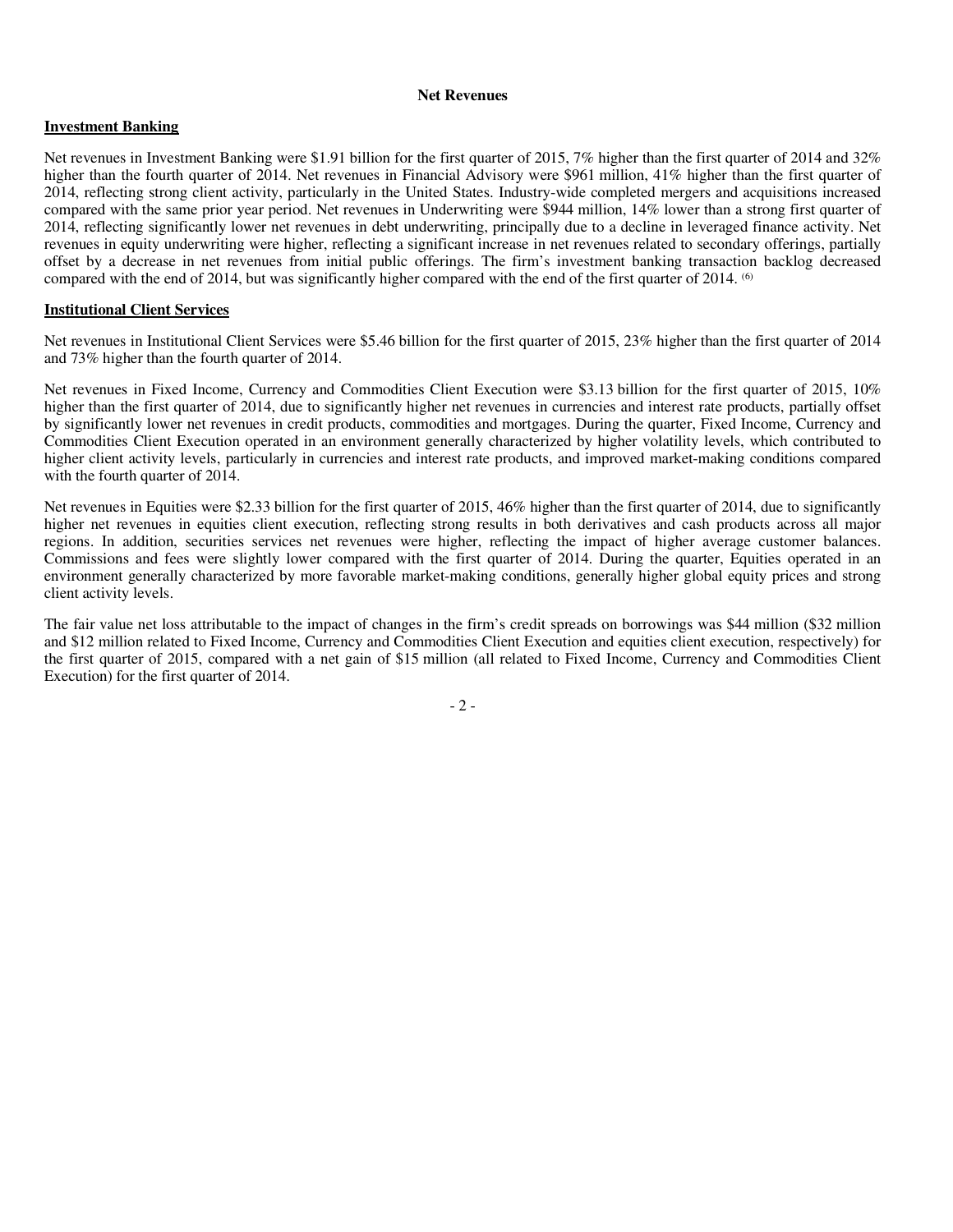## Net Revenues

### Investment Banking

Net revenues in Investment Banking were $1.91 billion for the first quarter of 2015, 7% higher than the first quarter of 2014 and 32% higher than the fourth quarter of 2014. Net revenues in Financial Advisory were $961 million, 41% higher than the first quarter of 2014, reflecting strong client activity, particularly in the United States. Industry-wide completed mergers and acquisitions increased compared with the same prior year period. Net revenues in Underwriting were $944 million, 14% lower than a strong first quarter of 2014, reflecting significantly lower net revenues in debt underwriting, principally due to a decline in leveraged finance activity. Net revenues in equity underwriting were higher, reflecting a significant increase in net revenues related to secondary offerings, partially offset by a decrease in net revenues from initial public offerings. The firm's investment banking transaction backlog decreased compared with the end of 2014, but was significantly higher compared with the end of the first quarter of 2014. [(6)]

### Institutional Client Services

Net revenues in Institutional Client Services were $5.46 billion for the first quarter of 2015, 23% higher than the first quarter of 2014 and 73% higher than the fourth quarter of 2014.

Net revenues in Fixed Income, Currency and Commodities Client Execution were $3.13 billion for the first quarter of 2015, 10% higher than the first quarter of 2014, due to significantly higher net revenues in currencies and interest rate products, partially offset by significantly lower net revenues in credit products, commodities and mortgages. During the quarter, Fixed Income, Currency and Commodities Client Execution operated in an environment generally characterized by higher volatility levels, which contributed to higher client activity levels, particularly in currencies and interest rate products, and improved market-making conditions compared with the fourth quarter of 2014.

Net revenues in Equities were $2.33 billion for the first quarter of 2015, 46% higher than the first quarter of 2014, due to significantly higher net revenues in equities client execution, reflecting strong results in both derivatives and cash products across all major regions. In addition, securities services net revenues were higher, reflecting the impact of higher average customer balances. Commissions and fees were slightly lower compared with the first quarter of 2014. During the quarter, Equities operated in an environment generally characterized by more favorable market-making conditions, generally higher global equity prices and strong client activity levels.

The fair value net loss attributable to the impact of changes in the firm's credit spreads on borrowings was $44 million ($32 million and $12 million related to Fixed Income, Currency and Commodities Client Execution and equities client execution, respectively) for the first quarter of 2015, compared with a net gain of $15 million (all related to Fixed Income, Currency and Commodities Client Execution) for the first quarter of 2014.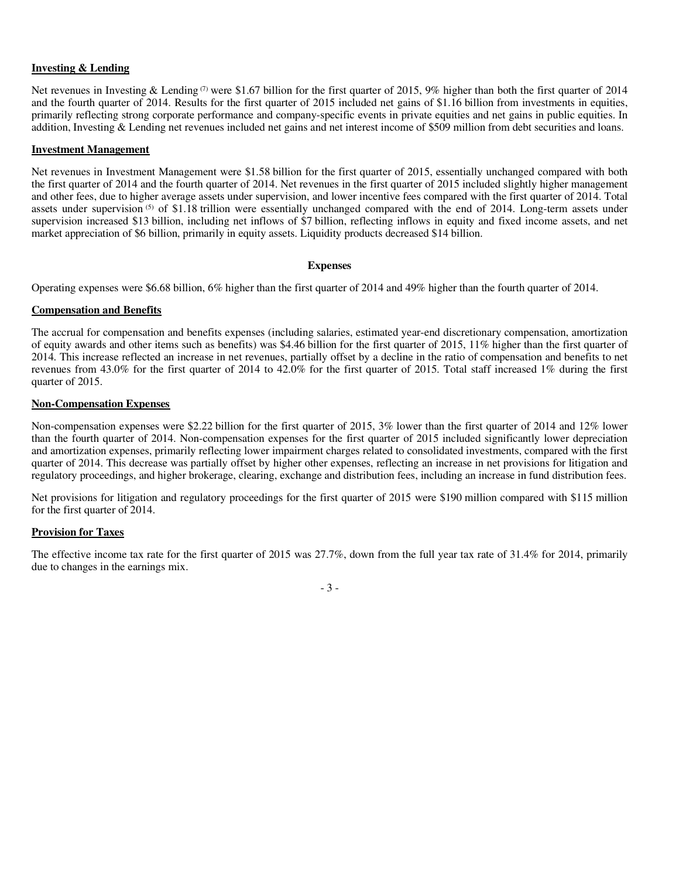**Investing & Lending**

Net revenues in Investing & Lending [7] were $1.67 billion for the first quarter of 2015, 9% higher than both the first quarter of 2014 and the fourth quarter of 2014. Results for the first quarter of 2015 included net gains of $1.16 billion from investments in equities, primarily reflecting strong corporate performance and company-specific events in private equities and net gains in public equities. In addition, Investing & Lending net revenues included net gains and net interest income of $509 million from debt securities and loans.

**Investment Management**

Net revenues in Investment Management were $1.58 billion for the first quarter of 2015, essentially unchanged compared with both the first quarter of 2014 and the fourth quarter of 2014. Net revenues in the first quarter of 2015 included slightly higher management and other fees, due to higher average assets under supervision, and lower incentive fees compared with the first quarter of 2014. Total assets under supervision [5] of $1.18 trillion were essentially unchanged compared with the end of 2014. Long-term assets under supervision increased $13 billion, including net inflows of $7 billion, reflecting inflows in equity and fixed income assets, and net market appreciation of $6 billion, primarily in equity assets. Liquidity products decreased $14 billion.

## Expenses

Operating expenses were $6.68 billion, 6% higher than the first quarter of 2014 and 49% higher than the fourth quarter of 2014.

**Compensation and Benefits**

The accrual for compensation and benefits expenses (including salaries, estimated year-end discretionary compensation, amortization of equity awards and other items such as benefits) was $4.46 billion for the first quarter of 2015, 11% higher than the first quarter of 2014. This increase reflected an increase in net revenues, partially offset by a decline in the ratio of compensation and benefits to net revenues from 43.0% for the first quarter of 2014 to 42.0% for the first quarter of 2015. Total staff increased 1% during the first quarter of 2015.

**Non-Compensation Expenses**

Non-compensation expenses were $2.22 billion for the first quarter of 2015, 3% lower than the first quarter of 2014 and 12% lower than the fourth quarter of 2014. Non-compensation expenses for the first quarter of 2015 included significantly lower depreciation and amortization expenses, primarily reflecting lower impairment charges related to consolidated investments, compared with the first quarter of 2014. This decrease was partially offset by higher other expenses, reflecting an increase in net provisions for litigation and regulatory proceedings, and higher brokerage, clearing, exchange and distribution fees, including an increase in fund distribution fees.

Net provisions for litigation and regulatory proceedings for the first quarter of 2015 were $190 million compared with $115 million for the first quarter of 2014.

**Provision for Taxes**

The effective income tax rate for the first quarter of 2015 was 27.7%, down from the full year tax rate of 31.4% for 2014, primarily due to changes in the earnings mix.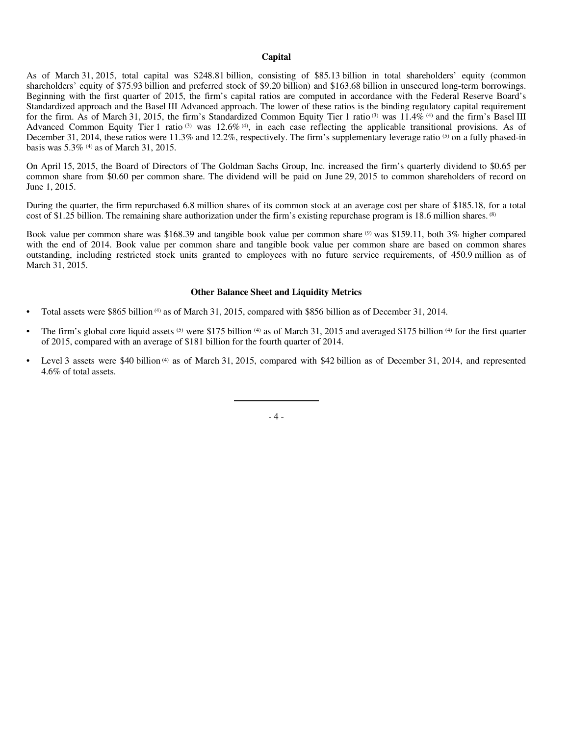## Capital

As of March 31, 2015, total capital was $248.81 billion, consisting of $85.13 billion in total shareholders' equity (common shareholders' equity of $75.93 billion and preferred stock of $9.20 billion) and $163.68 billion in unsecured long-term borrowings. Beginning with the first quarter of 2015, the firm's capital ratios are computed in accordance with the Federal Reserve Board's Standardized approach and the Basel III Advanced approach. The lower of these ratios is the binding regulatory capital requirement for the firm. As of March 31, 2015, the firm's Standardized Common Equity Tier 1 ratio [(3)] was 11.4% [(4)] and the firm's Basel III Advanced Common Equity Tier 1 ratio [(3)] was 12.6% [(4)], in each case reflecting the applicable transitional provisions. As of December 31, 2014, these ratios were 11.3% and 12.2%, respectively. The firm's supplementary leverage ratio [(5)] on a fully phased-in basis was 5.3% [(4)] as of March 31, 2015.

On April 15, 2015, the Board of Directors of The Goldman Sachs Group, Inc. increased the firm's quarterly dividend to $0.65 per common share from $0.60 per common share. The dividend will be paid on June 29, 2015 to common shareholders of record on June 1, 2015.

During the quarter, the firm repurchased 6.8 million shares of its common stock at an average cost per share of $185.18, for a total cost of $1.25 billion. The remaining share authorization under the firm's existing repurchase program is 18.6 million shares. [(8)]

Book value per common share was $168.39 and tangible book value per common share [(9)] was $159.11, both 3% higher compared with the end of 2014. Book value per common share and tangible book value per common share are based on common shares outstanding, including restricted stock units granted to employees with no future service requirements, of 450.9 million as of March 31, 2015.

## Other Balance Sheet and Liquidity Metrics

- Total assets were $865 billion [(4)] as of March 31, 2015, compared with $856 billion as of December 31, 2014.
- The firm's global core liquid assets [(5)] were $175 billion [(4)] as of March 31, 2015 and averaged $175 billion [(4)] for the first quarter of 2015, compared with an average of $181 billion for the fourth quarter of 2014.
- Level 3 assets were $40 billion [(4)] as of March 31, 2015, compared with $42 billion as of December 31, 2014, and represented 4.6% of total assets.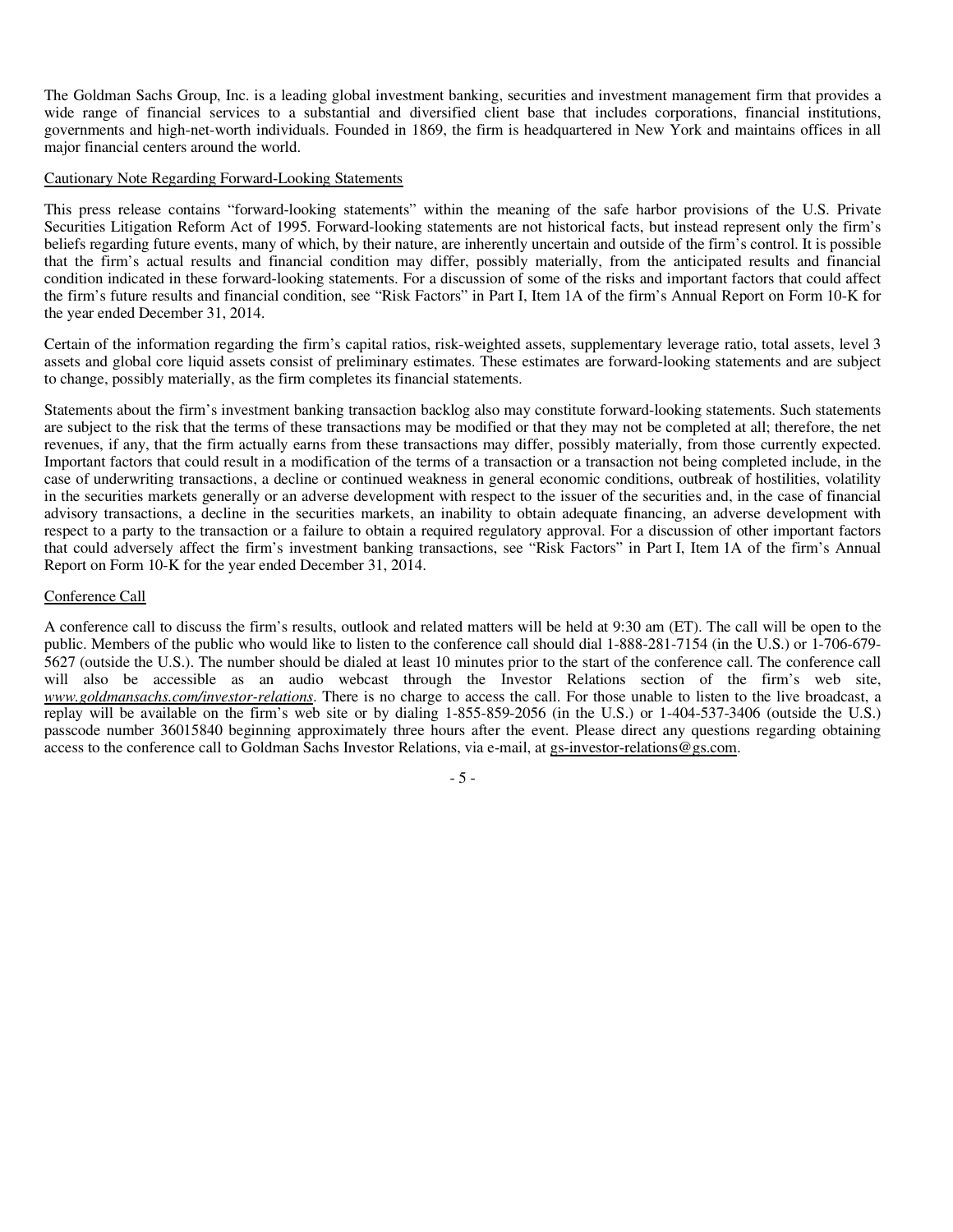The Goldman Sachs Group, Inc. is a leading global investment banking, securities and investment management firm that provides a wide range of financial services to a substantial and diversified client base that includes corporations, financial institutions, governments and high-net-worth individuals. Founded in 1869, the firm is headquartered in New York and maintains offices in all major financial centers around the world.

## Cautionary Note Regarding Forward-Looking Statements

This press release contains "forward-looking statements" within the meaning of the safe harbor provisions of the U.S. Private Securities Litigation Reform Act of 1995. Forward-looking statements are not historical facts, but instead represent only the firm's beliefs regarding future events, many of which, by their nature, are inherently uncertain and outside of the firm's control. It is possible that the firm's actual results and financial condition may differ, possibly materially, from the anticipated results and financial condition indicated in these forward-looking statements. For a discussion of some of the risks and important factors that could affect the firm's future results and financial condition, see "Risk Factors" in Part I, Item 1A of the firm's Annual Report on Form 10-K for the year ended December 31, 2014.

Certain of the information regarding the firm's capital ratios, risk-weighted assets, supplementary leverage ratio, total assets, level 3 assets and global core liquid assets consist of preliminary estimates. These estimates are forward-looking statements and are subject to change, possibly materially, as the firm completes its financial statements.

Statements about the firm's investment banking transaction backlog also may constitute forward-looking statements. Such statements are subject to the risk that the terms of these transactions may be modified or that they may not be completed at all; therefore, the net revenues, if any, that the firm actually earns from these transactions may differ, possibly materially, from those currently expected. Important factors that could result in a modification of the terms of a transaction or a transaction not being completed include, in the case of underwriting transactions, a decline or continued weakness in general economic conditions, outbreak of hostilities, volatility in the securities markets generally or an adverse development with respect to the issuer of the securities and, in the case of financial advisory transactions, a decline in the securities markets, an inability to obtain adequate financing, an adverse development with respect to a party to the transaction or a failure to obtain a required regulatory approval. For a discussion of other important factors that could adversely affect the firm's investment banking transactions, see "Risk Factors" in Part I, Item 1A of the firm's Annual Report on Form 10-K for the year ended December 31, 2014.

## Conference Call

A conference call to discuss the firm's results, outlook and related matters will be held at 9:30 am (ET). The call will be open to the public. Members of the public who would like to listen to the conference call should dial 1-888-281-7154 (in the U.S.) or 1-706-679-5627 (outside the U.S.). The number should be dialed at least 10 minutes prior to the start of the conference call. The conference call will also be accessible as an audio webcast through the Investor Relations section of the firm's web site, *www.goldmansachs.com/investor-relations*. There is no charge to access the call. For those unable to listen to the live broadcast, a replay will be available on the firm's web site or by dialing 1-855-859-2056 (in the U.S.) or 1-404-537-3406 (outside the U.S.) passcode number 36015840 beginning approximately three hours after the event. Please direct any questions regarding obtaining access to the conference call to Goldman Sachs Investor Relations, via e-mail, at gs-investor-relations@gs.com.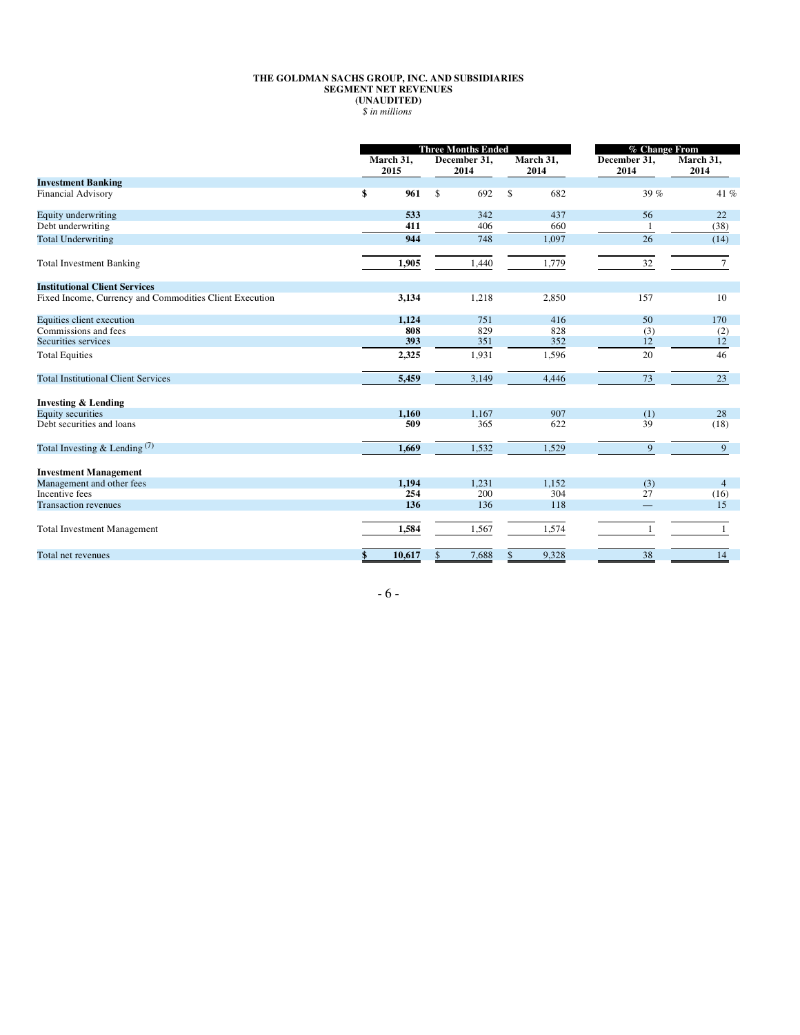**THE GOLDMAN SACHS GROUP, INC. AND SUBSIDIARIES**
**SEGMENT NET REVENUES**
**(UNAUDITED)**
*$ in millions*

| | Three Months Ended | | | % Change From | |
|---|---|---|---|---|---|
| | **March 31, 2015** | **December 31, 2014** | **March 31, 2014** | **December 31, 2014** | **March 31, 2014** |
| **Investment Banking** | | | | | |
| Financial Advisory | **$ 961** | $ 692 | $ 682 | 39 % | 41 % |
| Equity underwriting | **533** | 342 | 437 | 56 | 22 |
| Debt underwriting | **411** | 406 | 660 | 1 | (38) |
| Total Underwriting | **944** | 748 | 1,097 | 26 | (14) |
| Total Investment Banking | **1,905** | 1,440 | 1,779 | 32 | 7 |
| **Institutional Client Services** | | | | | |
| Fixed Income, Currency and Commodities Client Execution | **3,134** | 1,218 | 2,850 | 157 | 10 |
| Equities client execution | **1,124** | 751 | 416 | 50 | 170 |
| Commissions and fees | **808** | 829 | 828 | (3) | (2) |
| Securities services | **393** | 351 | 352 | 12 | 12 |
| Total Equities | **2,325** | 1,931 | 1,596 | 20 | 46 |
| Total Institutional Client Services | **5,459** | 3,149 | 4,446 | 73 | 23 |
| **Investing & Lending** | | | | | |
| Equity securities | **1,160** | 1,167 | 907 | (1) | 28 |
| Debt securities and loans | **509** | 365 | 622 | 39 | (18) |
| Total Investing & Lending (7) | **1,669** | 1,532 | 1,529 | 9 | 9 |
| **Investment Management** | | | | | |
| Management and other fees | **1,194** | 1,231 | 1,152 | (3) | 4 |
| Incentive fees | **254** | 200 | 304 | 27 | (16) |
| Transaction revenues | **136** | 136 | 118 | — | 15 |
| Total Investment Management | **1,584** | 1,567 | 1,574 | 1 | 1 |
| Total net revenues | **$ 10,617** | $ 7,688 | $ 9,328 | 38 | 14 |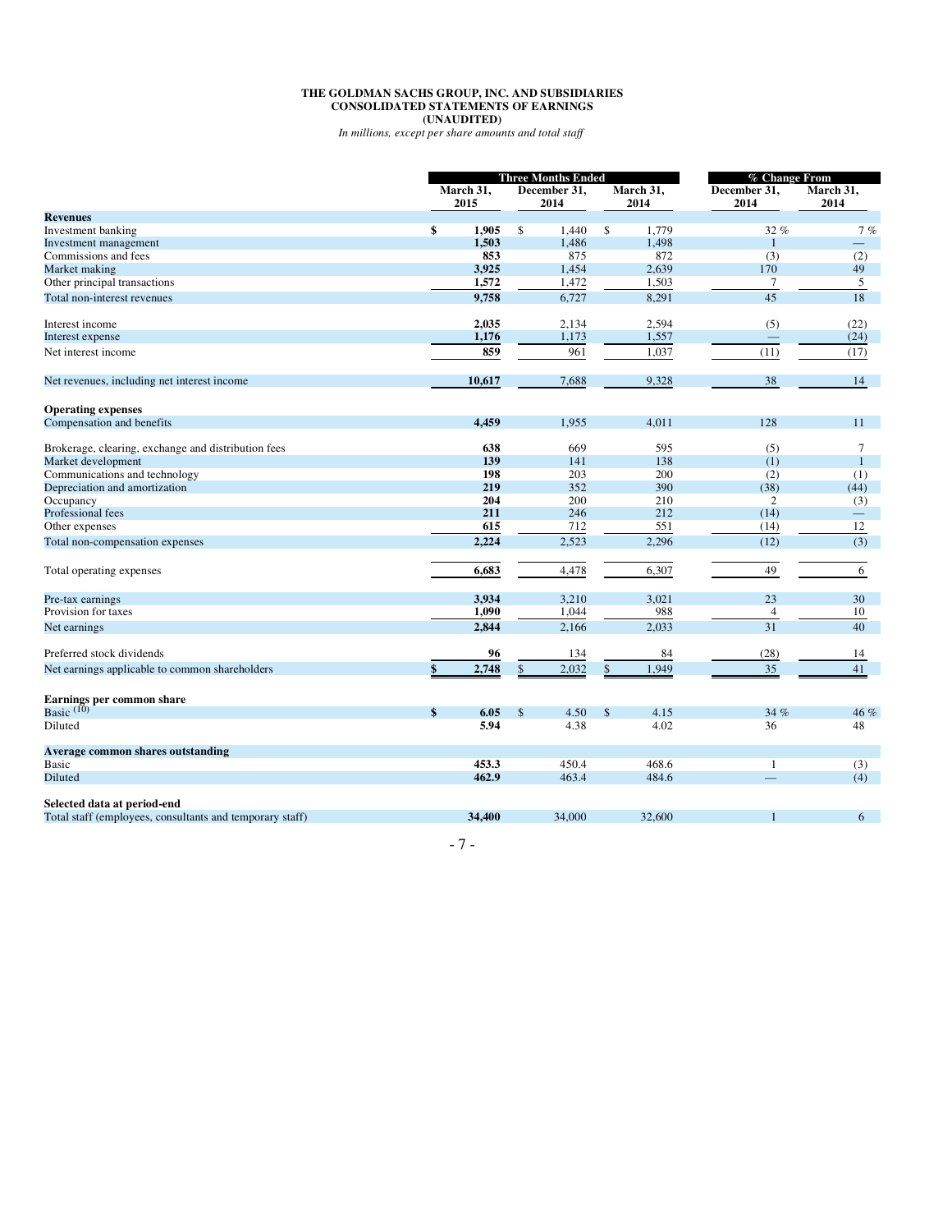# THE GOLDMAN SACHS GROUP, INC. AND SUBSIDIARIES
## CONSOLIDATED STATEMENTS OF EARNINGS
### (UNAUDITED)

*In millions, except per share amounts and total staff*

| | Three Months Ended | | | % Change From | |
|---|---|---|---|---|---|
| | March 31, 2015 | December 31, 2014 | March 31, 2014 | December 31, 2014 | March 31, 2014 |
| **Revenues** | | | | | |
| Investment banking | $ 1,905 | $ 1,440 | $ 1,779 | 32 % | 7 % |
| Investment management | 1,503 | 1,486 | 1,498 | 1 | — |
| Commissions and fees | 853 | 875 | 872 | (3) | (2) |
| Market making | 3,925 | 1,454 | 2,639 | 170 | 49 |
| Other principal transactions | 1,572 | 1,472 | 1,503 | 7 | 5 |
| Total non-interest revenues | 9,758 | 6,727 | 8,291 | 45 | 18 |
| | | | | | |
| Interest income | 2,035 | 2,134 | 2,594 | (5) | (22) |
| Interest expense | 1,176 | 1,173 | 1,557 | — | (24) |
| Net interest income | 859 | 961 | 1,037 | (11) | (17) |
| | | | | | |
| Net revenues, including net interest income | 10,617 | 7,688 | 9,328 | 38 | 14 |
| | | | | | |
| **Operating expenses** | | | | | |
| Compensation and benefits | 4,459 | 1,955 | 4,011 | 128 | 11 |
| | | | | | |
| Brokerage, clearing, exchange and distribution fees | 638 | 669 | 595 | (5) | 7 |
| Market development | 139 | 141 | 138 | (1) | 1 |
| Communications and technology | 198 | 203 | 200 | (2) | (1) |
| Depreciation and amortization | 219 | 352 | 390 | (38) | (44) |
| Occupancy | 204 | 200 | 210 | 2 | (3) |
| Professional fees | 211 | 246 | 212 | (14) | — |
| Other expenses | 615 | 712 | 551 | (14) | 12 |
| Total non-compensation expenses | 2,224 | 2,523 | 2,296 | (12) | (3) |
| | | | | | |
| Total operating expenses | 6,683 | 4,478 | 6,307 | 49 | 6 |
| | | | | | |
| Pre-tax earnings | 3,934 | 3,210 | 3,021 | 23 | 30 |
| Provision for taxes | 1,090 | 1,044 | 988 | 4 | 10 |
| Net earnings | 2,844 | 2,166 | 2,033 | 31 | 40 |
| | | | | | |
| Preferred stock dividends | 96 | 134 | 84 | (28) | 14 |
| Net earnings applicable to common shareholders | $ 2,748 | $ 2,032 | $ 1,949 | 35 | 41 |
| | | | | | |
| **Earnings per common share** | | | | | |
| Basic [10] | $ 6.05 | $ 4.50 | $ 4.15 | 34 % | 46 % |
| Diluted | 5.94 | 4.38 | 4.02 | 36 | 48 |
| | | | | | |
| **Average common shares outstanding** | | | | | |
| Basic | 453.3 | 450.4 | 468.6 | 1 | (3) |
| Diluted | 462.9 | 463.4 | 484.6 | — | (4) |
| | | | | | |
| **Selected data at period-end** | | | | | |
| Total staff (employees, consultants and temporary staff) | 34,400 | 34,000 | 32,600 | 1 | 6 |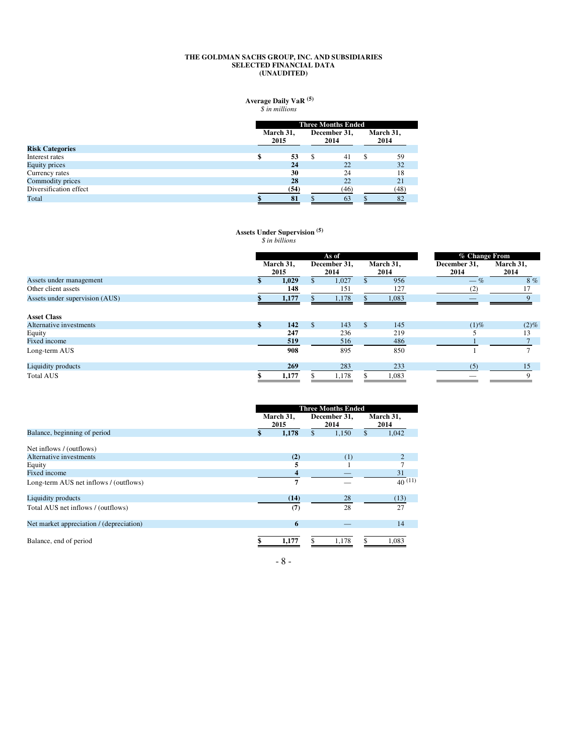**THE GOLDMAN SACHS GROUP, INC. AND SUBSIDIARIES**
**SELECTED FINANCIAL DATA**
**(UNAUDITED)**

**Average Daily VaR** [(5)]
*$ in millions*

| | Three Months Ended | | |
|---|---|---|---|
| | March 31, 2015 | December 31, 2014 | March 31, 2014 |
| **Risk Categories** | | | |
| Interest rates | **$ 53** | $ 41 | $ 59 |
| Equity prices | **24** | 22 | 32 |
| Currency rates | **30** | 24 | 18 |
| Commodity prices | **28** | 22 | 21 |
| Diversification effect | **(54)** | (46) | (48) |
| Total | **$ 81** | $ 63 | $ 82 |

**Assets Under Supervision** [(5)]
*$ in billions*

| | As of | | | % Change From | |
|---|---|---|---|---|---|
| | March 31, 2015 | December 31, 2014 | March 31, 2014 | December 31, 2014 | March 31, 2014 |
| Assets under management | **$ 1,029** | $ 1,027 | $ 956 | — % | 8 % |
| Other client assets | **148** | 151 | 127 | (2) | 17 |
| Assets under supervision (AUS) | **$ 1,177** | $ 1,178 | $ 1,083 | — | 9 |
| | | | | | |
| **Asset Class** | | | | | |
| Alternative investments | **$ 142** | $ 143 | $ 145 | (1)% | (2)% |
| Equity | **247** | 236 | 219 | 5 | 13 |
| Fixed income | **519** | 516 | 486 | 1 | 7 |
| Long-term AUS | **908** | 895 | 850 | 1 | 7 |
| | | | | | |
| Liquidity products | **269** | 283 | 233 | (5) | 15 |
| Total AUS | **$ 1,177** | $ 1,178 | $ 1,083 | — | 9 |

| | Three Months Ended | | |
|---|---|---|---|
| | March 31, 2015 | December 31, 2014 | March 31, 2014 |
| Balance, beginning of period | **$ 1,178** | $ 1,150 | $ 1,042 |
| | | | |
| Net inflows / (outflows) | | | |
| Alternative investments | **(2)** | (1) | 2 |
| Equity | **5** | 1 | 7 |
| Fixed income | **4** | — | 31 |
| Long-term AUS net inflows / (outflows) | **7** | — | 40 [(11)] |
| | | | |
| Liquidity products | **(14)** | 28 | (13) |
| Total AUS net inflows / (outflows) | **(7)** | 28 | 27 |
| | | | |
| Net market appreciation / (depreciation) | **6** | — | 14 |
| | | | |
| Balance, end of period | **$ 1,177** | $ 1,178 | $ 1,083 |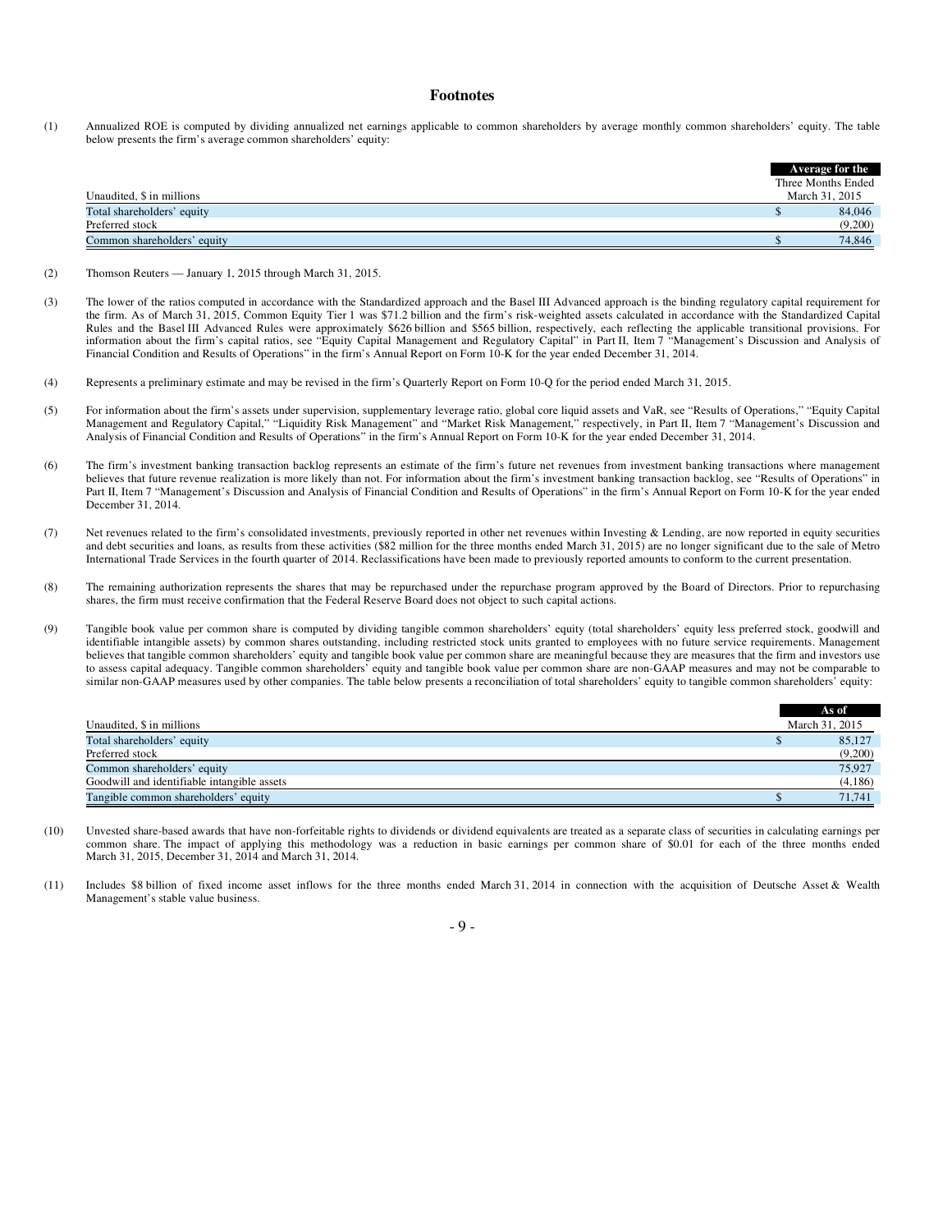## Footnotes

(1) Annualized ROE is computed by dividing annualized net earnings applicable to common shareholders by average monthly common shareholders' equity. The table below presents the firm's average common shareholders' equity:

| Unaudited, $ in millions | Average for the Three Months Ended March 31, 2015 |
|---|---|
| Total shareholders' equity | $ 84,046 |
| Preferred stock | (9,200) |
| Common shareholders' equity | $ 74,846 |

(2) Thomson Reuters — January 1, 2015 through March 31, 2015.

(3) The lower of the ratios computed in accordance with the Standardized approach and the Basel III Advanced approach is the binding regulatory capital requirement for the firm. As of March 31, 2015, Common Equity Tier 1 was $71.2 billion and the firm's risk-weighted assets calculated in accordance with the Standardized Capital Rules and the Basel III Advanced Rules were approximately $626 billion and $565 billion, respectively, each reflecting the applicable transitional provisions. For information about the firm's capital ratios, see "Equity Capital Management and Regulatory Capital" in Part II, Item 7 "Management's Discussion and Analysis of Financial Condition and Results of Operations" in the firm's Annual Report on Form 10-K for the year ended December 31, 2014.

(4) Represents a preliminary estimate and may be revised in the firm's Quarterly Report on Form 10-Q for the period ended March 31, 2015.

(5) For information about the firm's assets under supervision, supplementary leverage ratio, global core liquid assets and VaR, see "Results of Operations," "Equity Capital Management and Regulatory Capital," "Liquidity Risk Management" and "Market Risk Management," respectively, in Part II, Item 7 "Management's Discussion and Analysis of Financial Condition and Results of Operations" in the firm's Annual Report on Form 10-K for the year ended December 31, 2014.

(6) The firm's investment banking transaction backlog represents an estimate of the firm's future net revenues from investment banking transactions where management believes that future revenue realization is more likely than not. For information about the firm's investment banking transaction backlog, see "Results of Operations" in Part II, Item 7 "Management's Discussion and Analysis of Financial Condition and Results of Operations" in the firm's Annual Report on Form 10-K for the year ended December 31, 2014.

(7) Net revenues related to the firm's consolidated investments, previously reported in other net revenues within Investing & Lending, are now reported in equity securities and debt securities and loans, as results from these activities ($82 million for the three months ended March 31, 2015) are no longer significant due to the sale of Metro International Trade Services in the fourth quarter of 2014. Reclassifications have been made to previously reported amounts to conform to the current presentation.

(8) The remaining authorization represents the shares that may be repurchased under the repurchase program approved by the Board of Directors. Prior to repurchasing shares, the firm must receive confirmation that the Federal Reserve Board does not object to such capital actions.

(9) Tangible book value per common share is computed by dividing tangible common shareholders' equity (total shareholders' equity less preferred stock, goodwill and identifiable intangible assets) by common shares outstanding, including restricted stock units granted to employees with no future service requirements. Management believes that tangible common shareholders' equity and tangible book value per common share are meaningful because they are measures that the firm and investors use to assess capital adequacy. Tangible common shareholders' equity and tangible book value per common share are non-GAAP measures and may not be comparable to similar non-GAAP measures used by other companies. The table below presents a reconciliation of total shareholders' equity to tangible common shareholders' equity:

| Unaudited, $ in millions | As of March 31, 2015 |
|---|---|
| Total shareholders' equity | $ 85,127 |
| Preferred stock | (9,200) |
| Common shareholders' equity | 75,927 |
| Goodwill and identifiable intangible assets | (4,186) |
| Tangible common shareholders' equity | $ 71,741 |

(10) Unvested share-based awards that have non-forfeitable rights to dividends or dividend equivalents are treated as a separate class of securities in calculating earnings per common share. The impact of applying this methodology was a reduction in basic earnings per common share of $0.01 for each of the three months ended March 31, 2015, December 31, 2014 and March 31, 2014.

(11) Includes $8 billion of fixed income asset inflows for the three months ended March 31, 2014 in connection with the acquisition of Deutsche Asset & Wealth Management's stable value business.